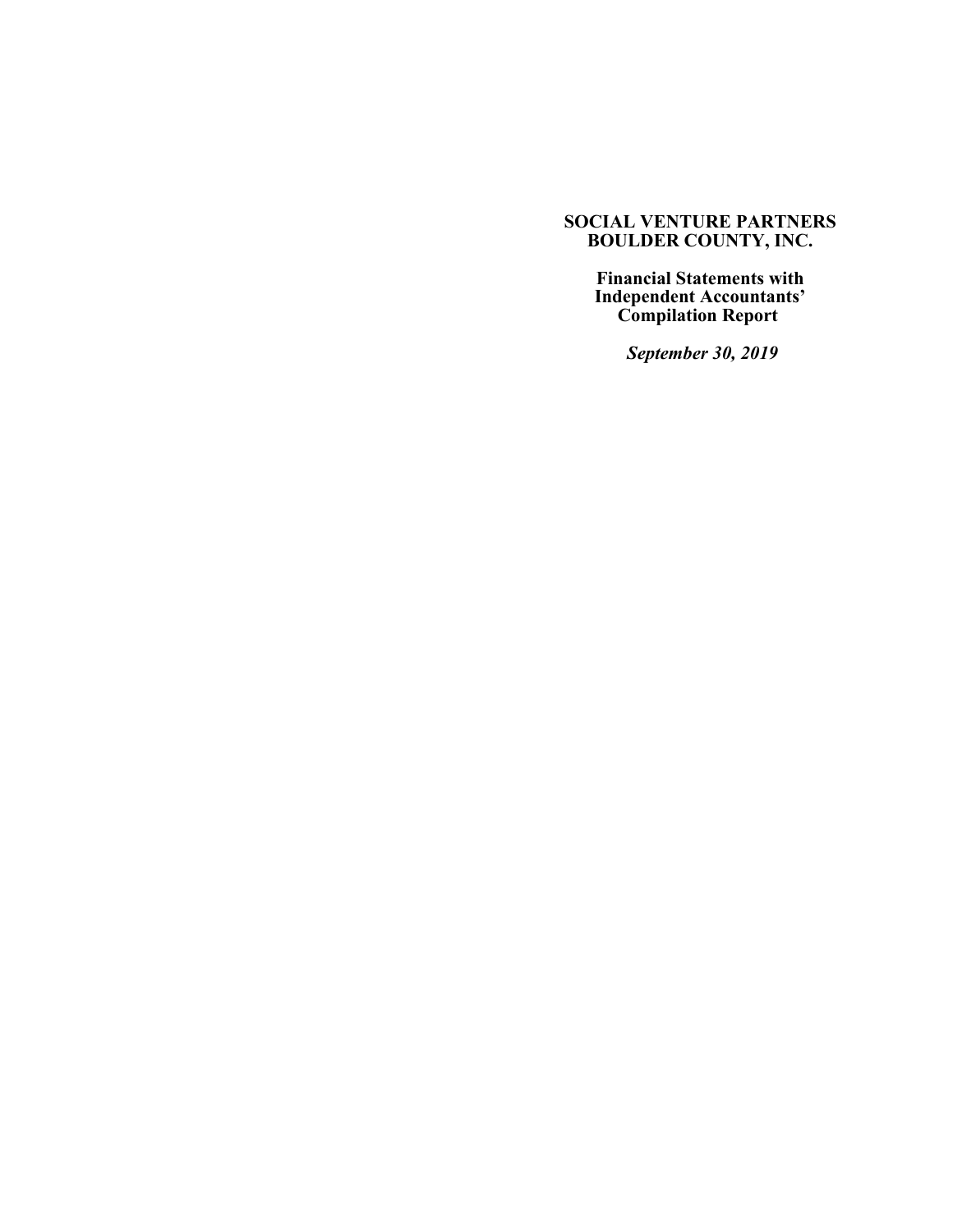# SOCIAL VENTURE PARTNERS BOULDER COUNTY, INC.

**Financial Statements with Independent Accountants' Compilation Report**

***September 30, 2019***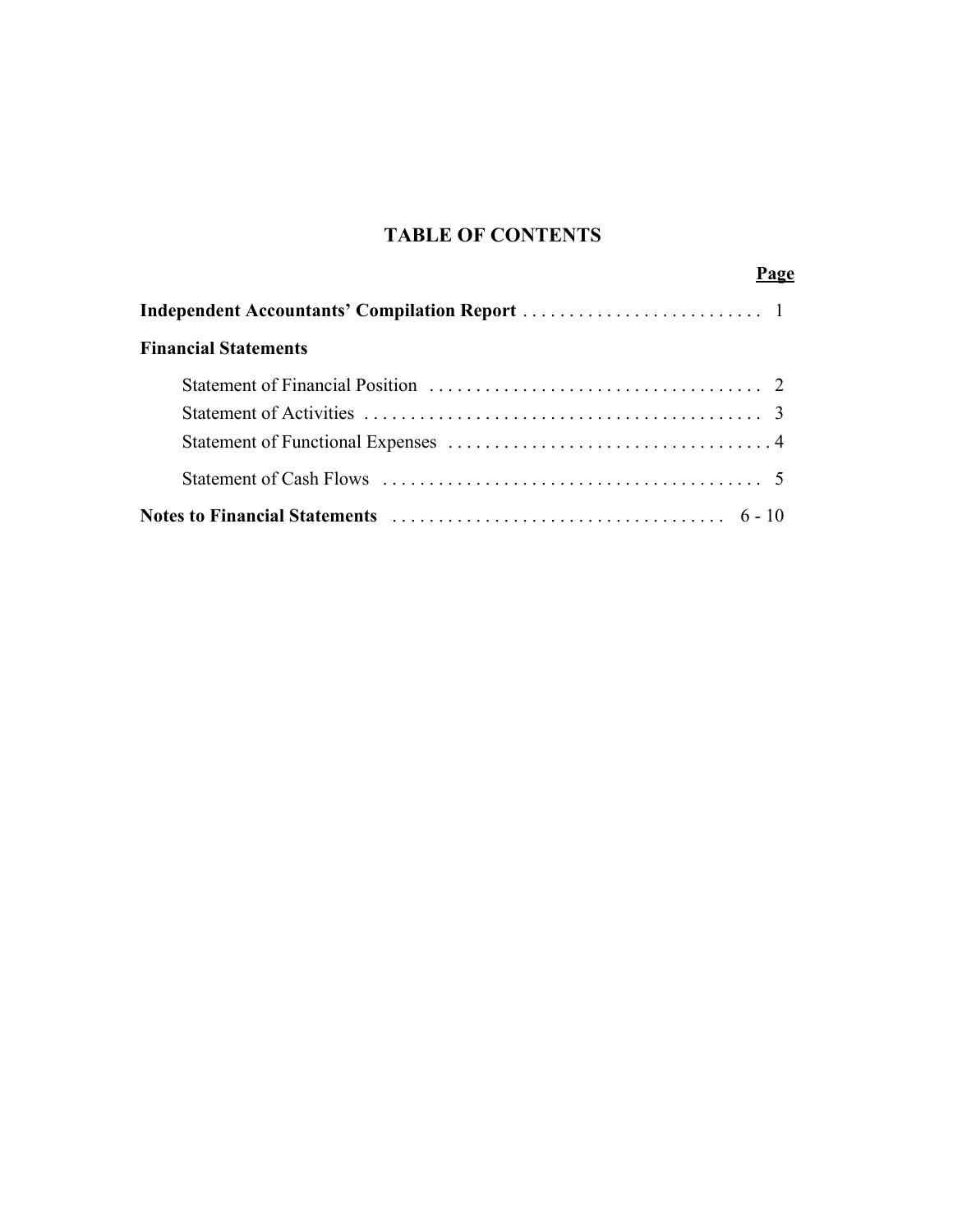# TABLE OF CONTENTS

| | Page |
|---|---|
| **Independent Accountants' Compilation Report** | 1 |
| **Financial Statements** | |
| Statement of Financial Position | 2 |
| Statement of Activities | 3 |
| Statement of Functional Expenses | 4 |
| Statement of Cash Flows | 5 |
| **Notes to Financial Statements** | 6 - 10 |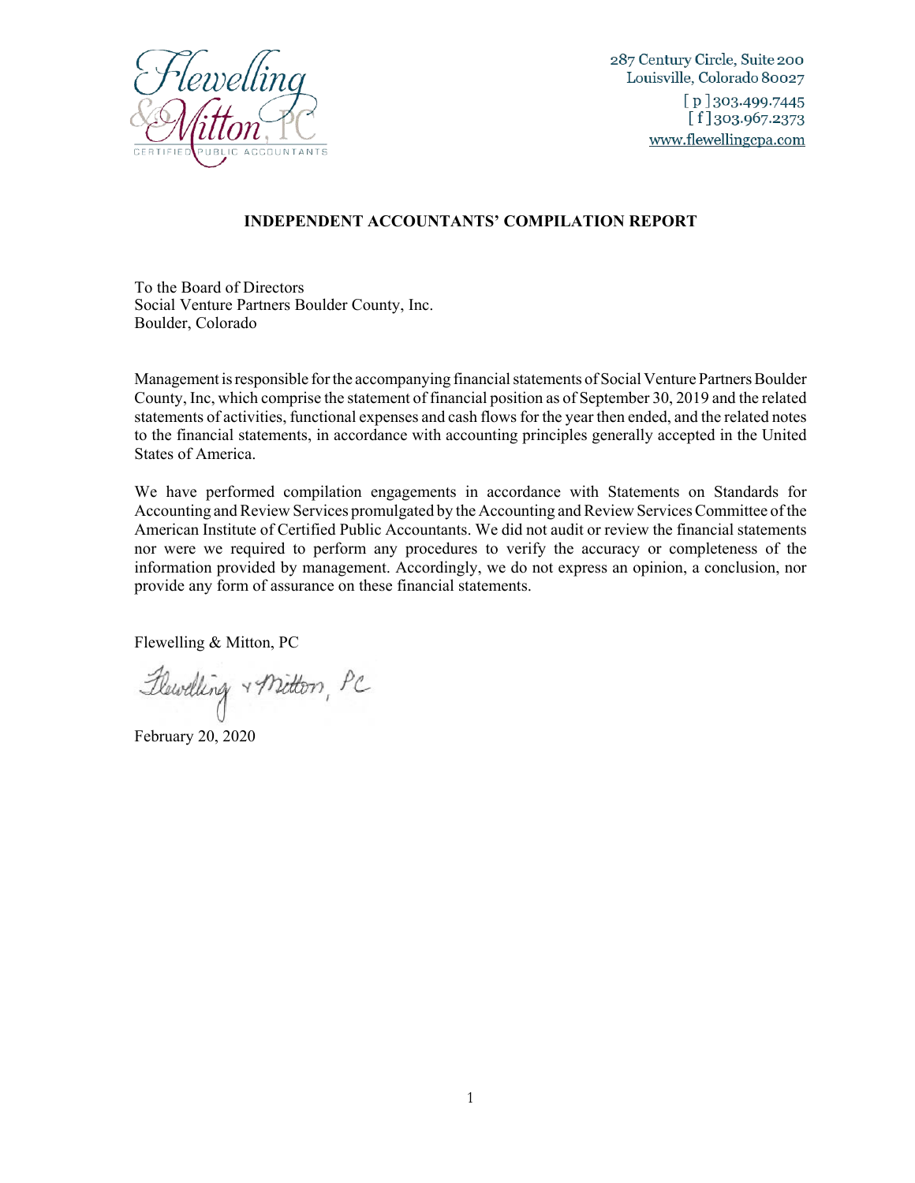Flewelling & Mitton, PC
CERTIFIED PUBLIC ACCOUNTANTS

287 Century Circle, Suite 200
Louisville, Colorado 80027
[ p ] 303.499.7445
[ f ] 303.967.2373
www.flewellingcpa.com

## INDEPENDENT ACCOUNTANTS' COMPILATION REPORT

To the Board of Directors
Social Venture Partners Boulder County, Inc.
Boulder, Colorado

Management is responsible for the accompanying financial statements of Social Venture Partners Boulder County, Inc, which comprise the statement of financial position as of September 30, 2019 and the related statements of activities, functional expenses and cash flows for the year then ended, and the related notes to the financial statements, in accordance with accounting principles generally accepted in the United States of America.

We have performed compilation engagements in accordance with Statements on Standards for Accounting and Review Services promulgated by the Accounting and Review Services Committee of the American Institute of Certified Public Accountants. We did not audit or review the financial statements nor were we required to perform any procedures to verify the accuracy or completeness of the information provided by management. Accordingly, we do not express an opinion, a conclusion, nor provide any form of assurance on these financial statements.

Flewelling & Mitton, PC

*Flewelling & Mitton, PC*

February 20, 2020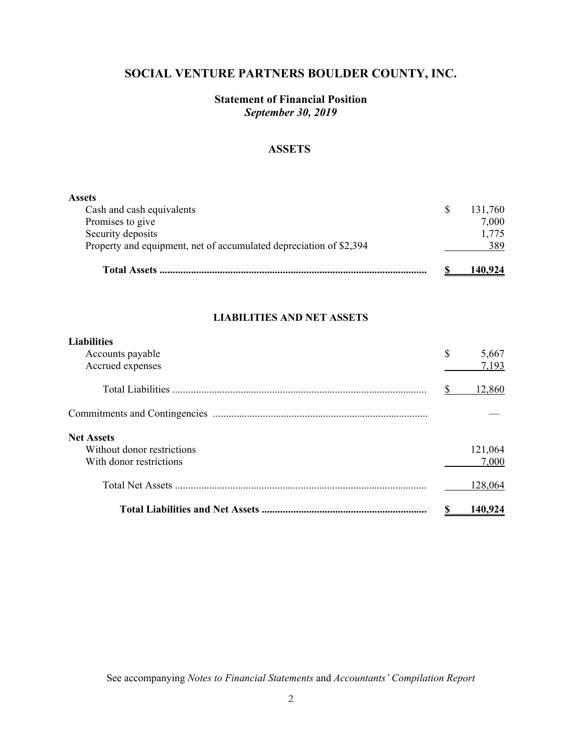# SOCIAL VENTURE PARTNERS BOULDER COUNTY, INC.

## Statement of Financial Position
***September 30, 2019***

### ASSETS

| | |
|---|---|
| **Assets** | |
| Cash and cash equivalents | $ 131,760 |
| Promises to give | 7,000 |
| Security deposits | 1,775 |
| Property and equipment, net of accumulated depreciation of $2,394 | 389 |
| **Total Assets** | **$ 140,924** |

### LIABILITIES AND NET ASSETS

| | |
|---|---|
| **Liabilities** | |
| Accounts payable | $ 5,667 |
| Accrued expenses | 7,193 |
| Total Liabilities | $ 12,860 |
| Commitments and Contingencies | — |
| **Net Assets** | |
| Without donor restrictions | 121,064 |
| With donor restrictions | 7,000 |
| Total Net Assets | 128,064 |
| **Total Liabilities and Net Assets** | **$ 140,924** |

See accompanying *Notes to Financial Statements* and *Accountants' Compilation Report*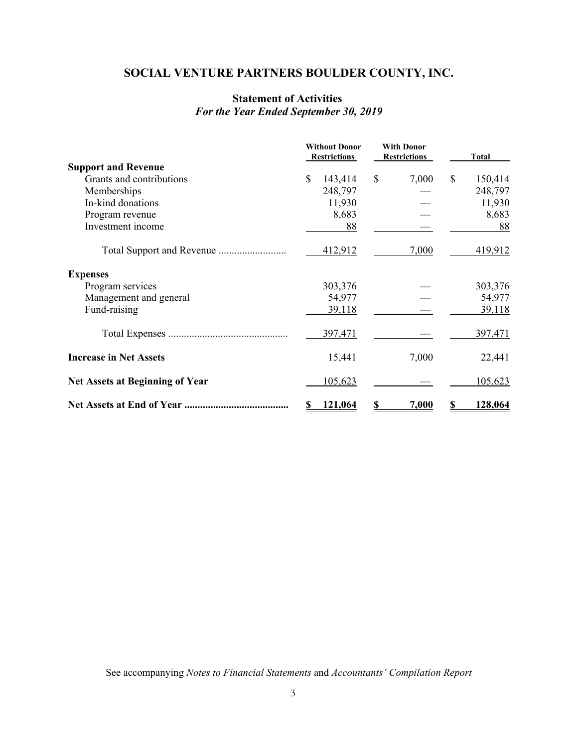# SOCIAL VENTURE PARTNERS BOULDER COUNTY, INC.

## Statement of Activities
### *For the Year Ended September 30, 2019*

| | Without Donor Restrictions | With Donor Restrictions | Total |
|---|---|---|---|
| **Support and Revenue** | | | |
| Grants and contributions | $ 143,414 | $ 7,000 | $ 150,414 |
| Memberships | 248,797 | — | 248,797 |
| In-kind donations | 11,930 | — | 11,930 |
| Program revenue | 8,683 | — | 8,683 |
| Investment income | 88 | — | 88 |
| Total Support and Revenue | 412,912 | 7,000 | 419,912 |
| **Expenses** | | | |
| Program services | 303,376 | — | 303,376 |
| Management and general | 54,977 | — | 54,977 |
| Fund-raising | 39,118 | — | 39,118 |
| Total Expenses | 397,471 | — | 397,471 |
| **Increase in Net Assets** | 15,441 | 7,000 | 22,441 |
| **Net Assets at Beginning of Year** | 105,623 | — | 105,623 |
| **Net Assets at End of Year** | **$ 121,064** | **$ 7,000** | **$ 128,064** |

See accompanying *Notes to Financial Statements* and *Accountants' Compilation Report*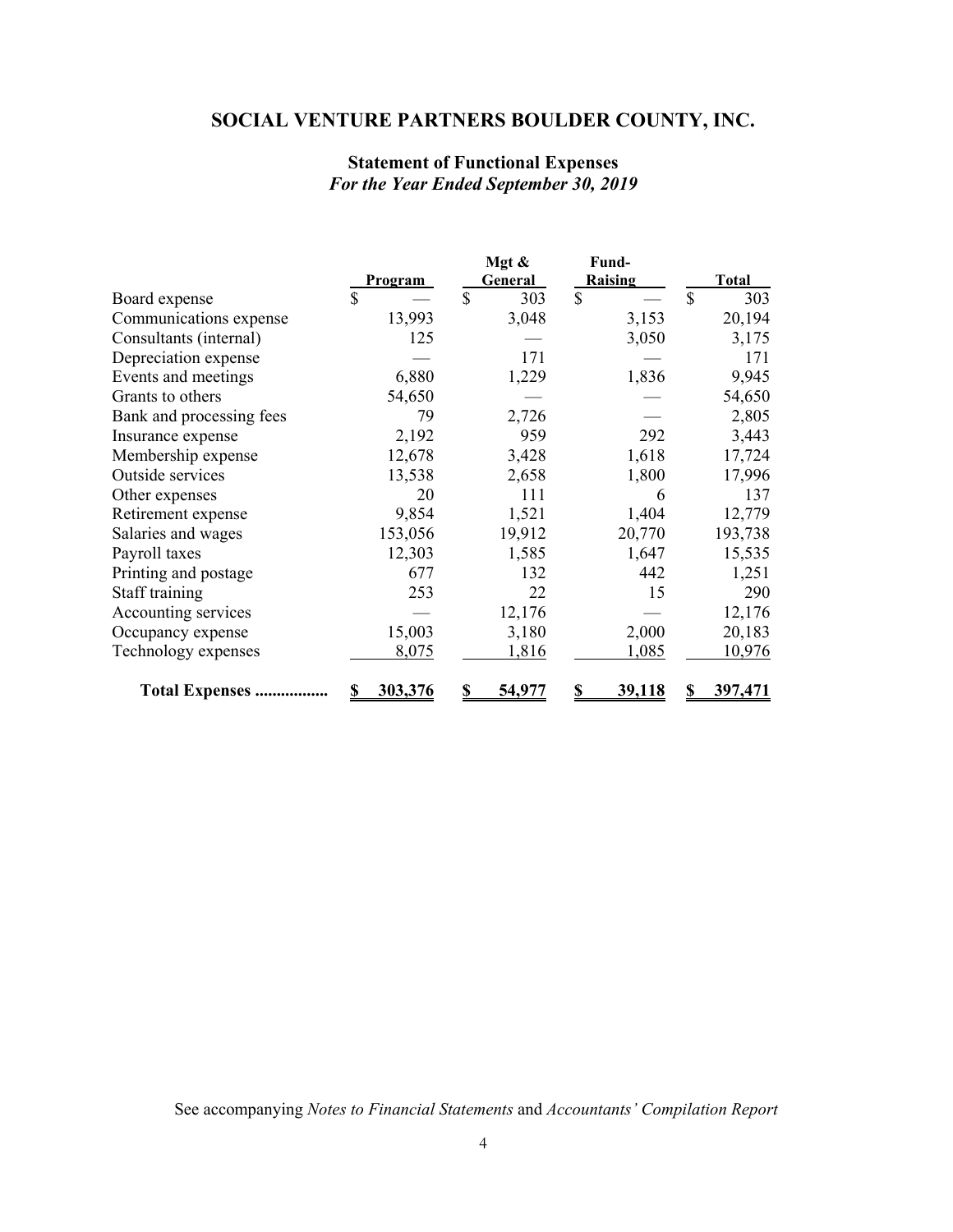# SOCIAL VENTURE PARTNERS BOULDER COUNTY, INC.

## Statement of Functional Expenses

***For the Year Ended September 30, 2019***

| | Program | Mgt & General | Fund-Raising | Total |
|---|---|---|---|---|
| Board expense | $ — | $ 303 | $ — | $ 303 |
| Communications expense | 13,993 | 3,048 | 3,153 | 20,194 |
| Consultants (internal) | 125 | — | 3,050 | 3,175 |
| Depreciation expense | — | 171 | — | 171 |
| Events and meetings | 6,880 | 1,229 | 1,836 | 9,945 |
| Grants to others | 54,650 | — | — | 54,650 |
| Bank and processing fees | 79 | 2,726 | — | 2,805 |
| Insurance expense | 2,192 | 959 | 292 | 3,443 |
| Membership expense | 12,678 | 3,428 | 1,618 | 17,724 |
| Outside services | 13,538 | 2,658 | 1,800 | 17,996 |
| Other expenses | 20 | 111 | 6 | 137 |
| Retirement expense | 9,854 | 1,521 | 1,404 | 12,779 |
| Salaries and wages | 153,056 | 19,912 | 20,770 | 193,738 |
| Payroll taxes | 12,303 | 1,585 | 1,647 | 15,535 |
| Printing and postage | 677 | 132 | 442 | 1,251 |
| Staff training | 253 | 22 | 15 | 290 |
| Accounting services | — | 12,176 | — | 12,176 |
| Occupancy expense | 15,003 | 3,180 | 2,000 | 20,183 |
| Technology expenses | 8,075 | 1,816 | 1,085 | 10,976 |
| **Total Expenses ................** | **$ 303,376** | **$ 54,977** | **$ 39,118** | **$ 397,471** |

See accompanying *Notes to Financial Statements* and *Accountants' Compilation Report*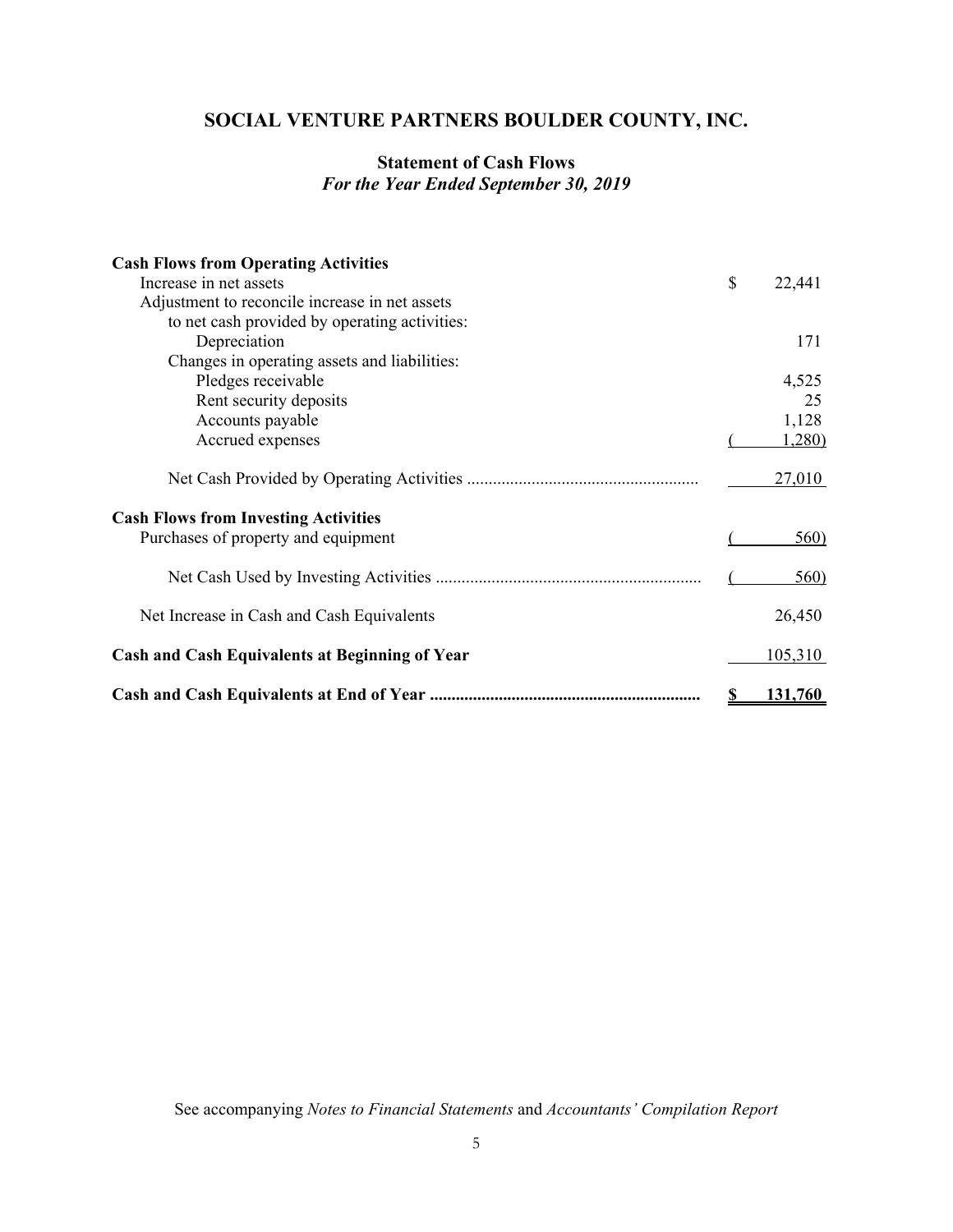# SOCIAL VENTURE PARTNERS BOULDER COUNTY, INC.

## Statement of Cash Flows

***For the Year Ended September 30, 2019***

| | |
|---|---|
| **Cash Flows from Operating Activities** | |
| Increase in net assets | $ 22,441 |
| Adjustment to reconcile increase in net assets to net cash provided by operating activities: | |
| Depreciation | 171 |
| Changes in operating assets and liabilities: | |
| Pledges receivable | 4,525 |
| Rent security deposits | 25 |
| Accounts payable | 1,128 |
| Accrued expenses | (1,280) |
| Net Cash Provided by Operating Activities | 27,010 |
| **Cash Flows from Investing Activities** | |
| Purchases of property and equipment | (560) |
| Net Cash Used by Investing Activities | (560) |
| Net Increase in Cash and Cash Equivalents | 26,450 |
| **Cash and Cash Equivalents at Beginning of Year** | 105,310 |
| **Cash and Cash Equivalents at End of Year** | **$ 131,760** |

See accompanying *Notes to Financial Statements* and *Accountants' Compilation Report*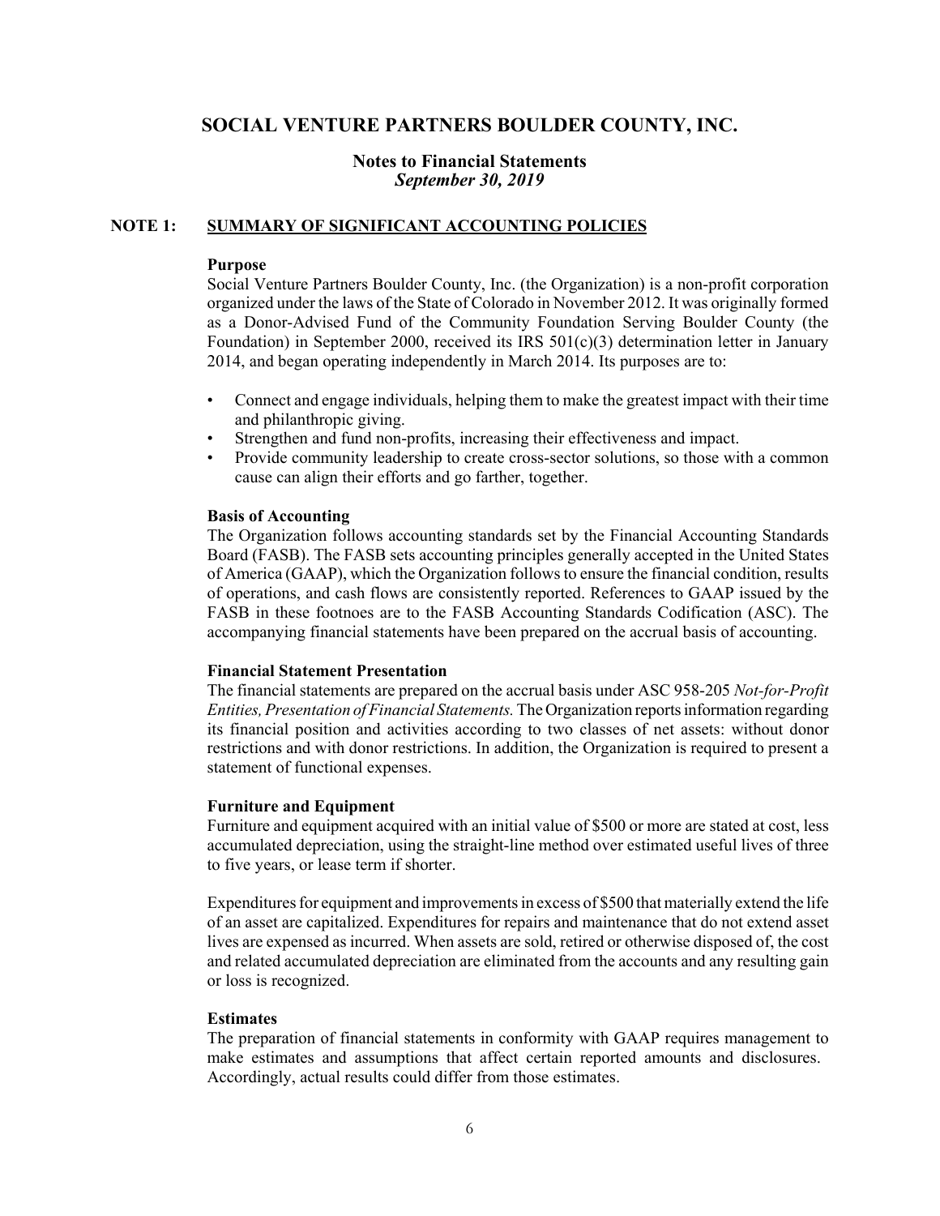# SOCIAL VENTURE PARTNERS BOULDER COUNTY, INC.

## Notes to Financial Statements
### *September 30, 2019*

**NOTE 1: SUMMARY OF SIGNIFICANT ACCOUNTING POLICIES**

**Purpose**

Social Venture Partners Boulder County, Inc. (the Organization) is a non-profit corporation organized under the laws of the State of Colorado in November 2012. It was originally formed as a Donor-Advised Fund of the Community Foundation Serving Boulder County (the Foundation) in September 2000, received its IRS 501(c)(3) determination letter in January 2014, and began operating independently in March 2014. Its purposes are to:

- Connect and engage individuals, helping them to make the greatest impact with their time and philanthropic giving.
- Strengthen and fund non-profits, increasing their effectiveness and impact.
- Provide community leadership to create cross-sector solutions, so those with a common cause can align their efforts and go farther, together.

**Basis of Accounting**

The Organization follows accounting standards set by the Financial Accounting Standards Board (FASB). The FASB sets accounting principles generally accepted in the United States of America (GAAP), which the Organization follows to ensure the financial condition, results of operations, and cash flows are consistently reported. References to GAAP issued by the FASB in these footnoes are to the FASB Accounting Standards Codification (ASC). The accompanying financial statements have been prepared on the accrual basis of accounting.

**Financial Statement Presentation**

The financial statements are prepared on the accrual basis under ASC 958-205 *Not-for-Profit Entities, Presentation of Financial Statements.* The Organization reports information regarding its financial position and activities according to two classes of net assets: without donor restrictions and with donor restrictions. In addition, the Organization is required to present a statement of functional expenses.

**Furniture and Equipment**

Furniture and equipment acquired with an initial value of $500 or more are stated at cost, less accumulated depreciation, using the straight-line method over estimated useful lives of three to five years, or lease term if shorter.

Expenditures for equipment and improvements in excess of $500 that materially extend the life of an asset are capitalized. Expenditures for repairs and maintenance that do not extend asset lives are expensed as incurred. When assets are sold, retired or otherwise disposed of, the cost and related accumulated depreciation are eliminated from the accounts and any resulting gain or loss is recognized.

**Estimates**

The preparation of financial statements in conformity with GAAP requires management to make estimates and assumptions that affect certain reported amounts and disclosures. Accordingly, actual results could differ from those estimates.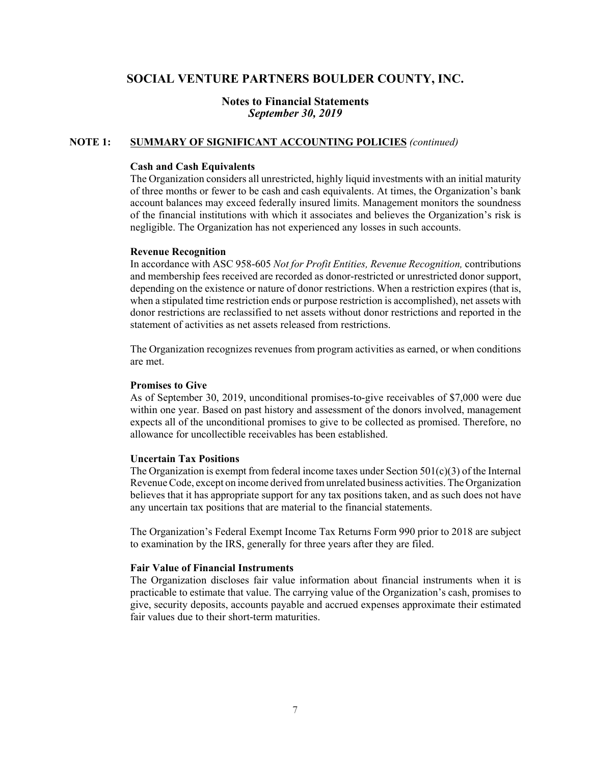# SOCIAL VENTURE PARTNERS BOULDER COUNTY, INC.

## Notes to Financial Statements
### *September 30, 2019*

**NOTE 1: SUMMARY OF SIGNIFICANT ACCOUNTING POLICIES** *(continued)*

**Cash and Cash Equivalents**

The Organization considers all unrestricted, highly liquid investments with an initial maturity of three months or fewer to be cash and cash equivalents. At times, the Organization's bank account balances may exceed federally insured limits. Management monitors the soundness of the financial institutions with which it associates and believes the Organization's risk is negligible. The Organization has not experienced any losses in such accounts.

**Revenue Recognition**

In accordance with ASC 958-605 *Not for Profit Entities, Revenue Recognition,* contributions and membership fees received are recorded as donor-restricted or unrestricted donor support, depending on the existence or nature of donor restrictions. When a restriction expires (that is, when a stipulated time restriction ends or purpose restriction is accomplished), net assets with donor restrictions are reclassified to net assets without donor restrictions and reported in the statement of activities as net assets released from restrictions.

The Organization recognizes revenues from program activities as earned, or when conditions are met.

**Promises to Give**

As of September 30, 2019, unconditional promises-to-give receivables of $7,000 were due within one year. Based on past history and assessment of the donors involved, management expects all of the unconditional promises to give to be collected as promised. Therefore, no allowance for uncollectible receivables has been established.

**Uncertain Tax Positions**

The Organization is exempt from federal income taxes under Section 501(c)(3) of the Internal Revenue Code, except on income derived from unrelated business activities. The Organization believes that it has appropriate support for any tax positions taken, and as such does not have any uncertain tax positions that are material to the financial statements.

The Organization's Federal Exempt Income Tax Returns Form 990 prior to 2018 are subject to examination by the IRS, generally for three years after they are filed.

**Fair Value of Financial Instruments**

The Organization discloses fair value information about financial instruments when it is practicable to estimate that value. The carrying value of the Organization's cash, promises to give, security deposits, accounts payable and accrued expenses approximate their estimated fair values due to their short-term maturities.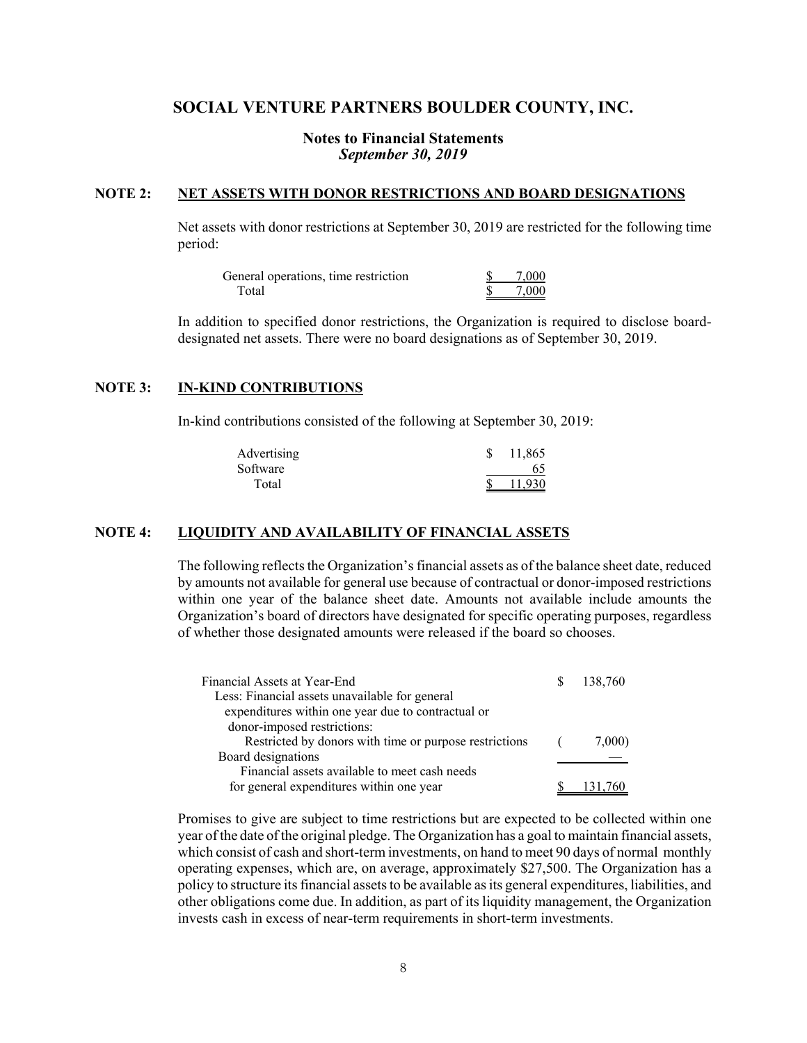# SOCIAL VENTURE PARTNERS BOULDER COUNTY, INC.

### Notes to Financial Statements
### *September 30, 2019*

## NOTE 2: NET ASSETS WITH DONOR RESTRICTIONS AND BOARD DESIGNATIONS

Net assets with donor restrictions at September 30, 2019 are restricted for the following time period:

| | |
|---|---|
| General operations, time restriction | $ 7,000 |
| Total | $ 7,000 |

In addition to specified donor restrictions, the Organization is required to disclose board-designated net assets. There were no board designations as of September 30, 2019.

## NOTE 3: IN-KIND CONTRIBUTIONS

In-kind contributions consisted of the following at September 30, 2019:

| | |
|---|---|
| Advertising | $ 11,865 |
| Software | 65 |
| Total | $ 11,930 |

## NOTE 4: LIQUIDITY AND AVAILABILITY OF FINANCIAL ASSETS

The following reflects the Organization's financial assets as of the balance sheet date, reduced by amounts not available for general use because of contractual or donor-imposed restrictions within one year of the balance sheet date. Amounts not available include amounts the Organization's board of directors have designated for specific operating purposes, regardless of whether those designated amounts were released if the board so chooses.

| | |
|---|---|
| Financial Assets at Year-End | $ 138,760 |
| Less: Financial assets unavailable for general expenditures within one year due to contractual or donor-imposed restrictions: | |
| Restricted by donors with time or purpose restrictions | ( 7,000) |
| Board designations | — |
| Financial assets available to meet cash needs for general expenditures within one year | $ 131,760 |

Promises to give are subject to time restrictions but are expected to be collected within one year of the date of the original pledge. The Organization has a goal to maintain financial assets, which consist of cash and short-term investments, on hand to meet 90 days of normal monthly operating expenses, which are, on average, approximately $27,500. The Organization has a policy to structure its financial assets to be available as its general expenditures, liabilities, and other obligations come due. In addition, as part of its liquidity management, the Organization invests cash in excess of near-term requirements in short-term investments.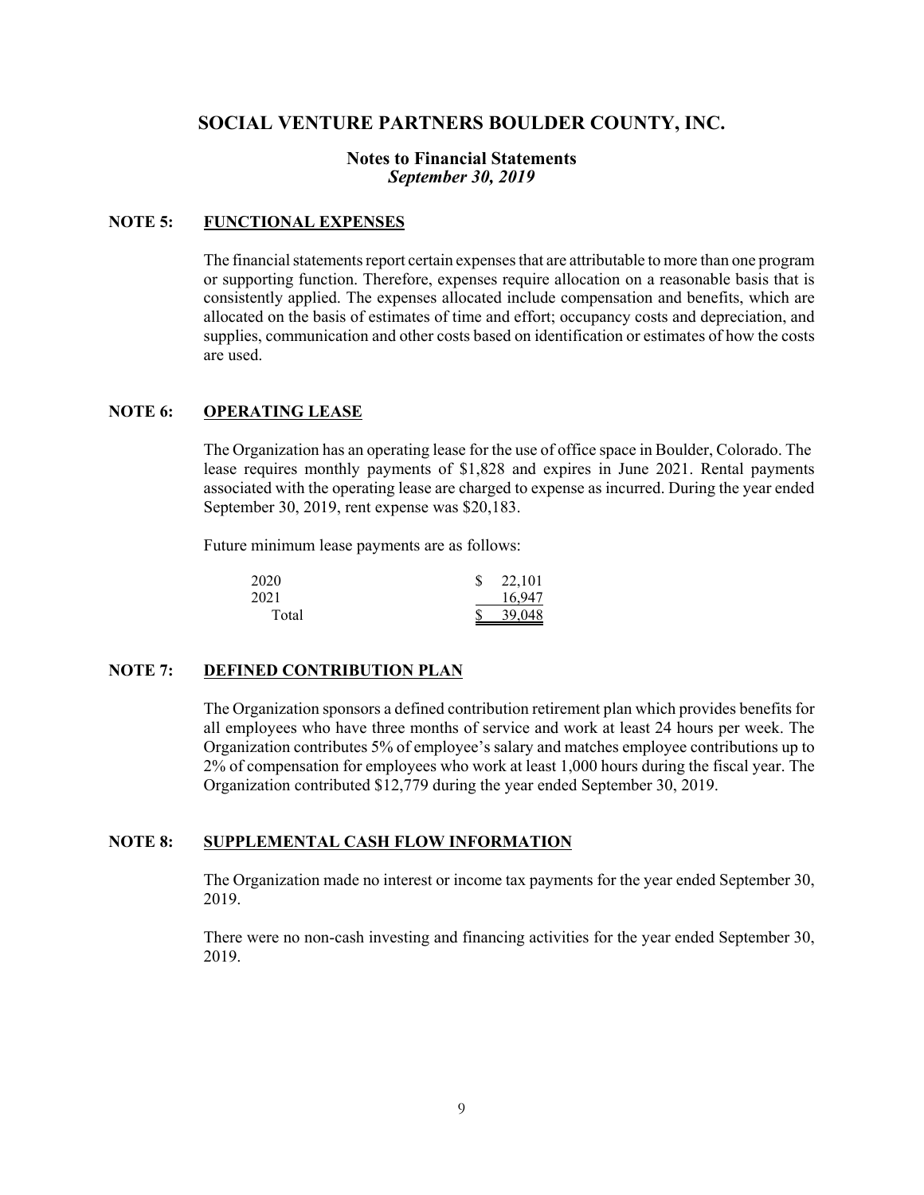# SOCIAL VENTURE PARTNERS BOULDER COUNTY, INC.

## Notes to Financial Statements
### *September 30, 2019*

**NOTE 5: FUNCTIONAL EXPENSES**

The financial statements report certain expenses that are attributable to more than one program or supporting function. Therefore, expenses require allocation on a reasonable basis that is consistently applied. The expenses allocated include compensation and benefits, which are allocated on the basis of estimates of time and effort; occupancy costs and depreciation, and supplies, communication and other costs based on identification or estimates of how the costs are used.

**NOTE 6: OPERATING LEASE**

The Organization has an operating lease for the use of office space in Boulder, Colorado. The lease requires monthly payments of $1,828 and expires in June 2021. Rental payments associated with the operating lease are charged to expense as incurred. During the year ended September 30, 2019, rent expense was $20,183.

Future minimum lease payments are as follows:

| | |
|---|---|
| 2020 | $ 22,101 |
| 2021 | 16,947 |
| Total | $ 39,048 |

**NOTE 7: DEFINED CONTRIBUTION PLAN**

The Organization sponsors a defined contribution retirement plan which provides benefits for all employees who have three months of service and work at least 24 hours per week. The Organization contributes 5% of employee's salary and matches employee contributions up to 2% of compensation for employees who work at least 1,000 hours during the fiscal year. The Organization contributed $12,779 during the year ended September 30, 2019.

**NOTE 8: SUPPLEMENTAL CASH FLOW INFORMATION**

The Organization made no interest or income tax payments for the year ended September 30, 2019.

There were no non-cash investing and financing activities for the year ended September 30, 2019.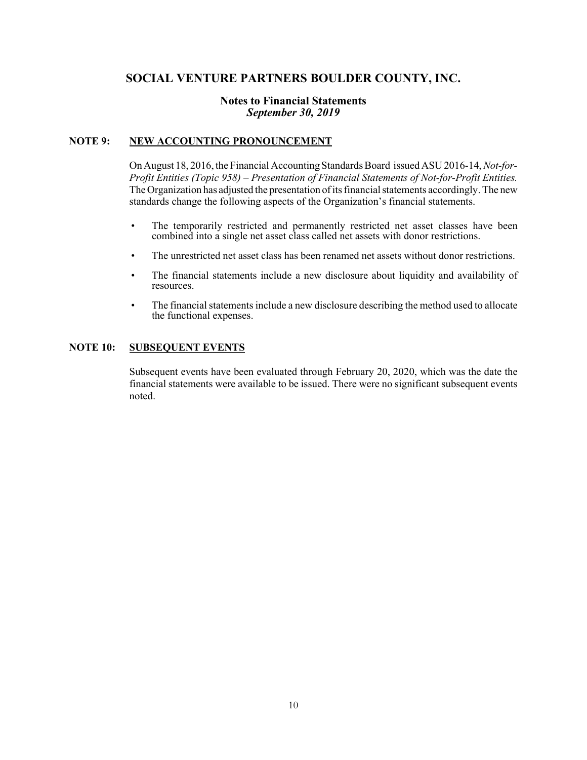# SOCIAL VENTURE PARTNERS BOULDER COUNTY, INC.

## Notes to Financial Statements
### *September 30, 2019*

**NOTE 9: NEW ACCOUNTING PRONOUNCEMENT**

On August 18, 2016, the Financial Accounting Standards Board issued ASU 2016-14, *Not-for-Profit Entities (Topic 958) – Presentation of Financial Statements of Not-for-Profit Entities.* The Organization has adjusted the presentation of its financial statements accordingly. The new standards change the following aspects of the Organization's financial statements.

- The temporarily restricted and permanently restricted net asset classes have been combined into a single net asset class called net assets with donor restrictions.
- The unrestricted net asset class has been renamed net assets without donor restrictions.
- The financial statements include a new disclosure about liquidity and availability of resources.
- The financial statements include a new disclosure describing the method used to allocate the functional expenses.

**NOTE 10: SUBSEQUENT EVENTS**

Subsequent events have been evaluated through February 20, 2020, which was the date the financial statements were available to be issued. There were no significant subsequent events noted.